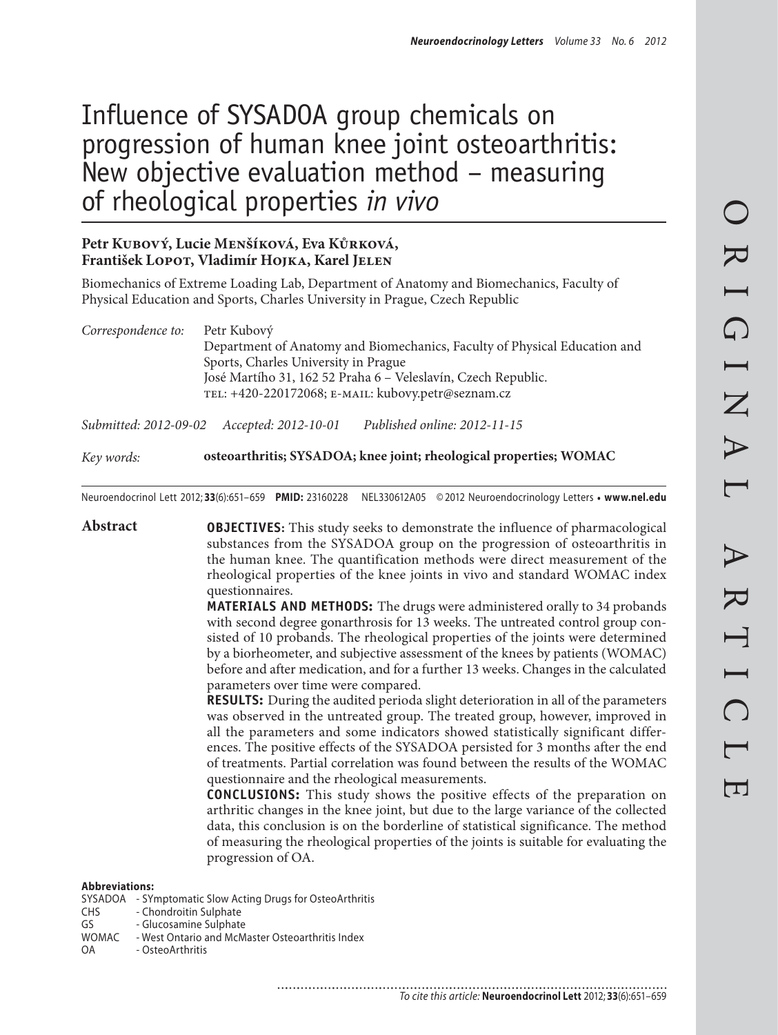# Influence of SYSADOA group chemicals on progression of human knee joint osteoarthritis: New objective evaluation method – measuring of rheological properties *in vivo*

**Petr Kubový, Lucie Menšíková, Eva Kůrková, František Lopot, Vladimír Hojka, Karel Jelen**

Biomechanics of Extreme Loading Lab, Department of Anatomy and Biomechanics, Faculty of Physical Education and Sports, Charles University in Prague, Czech Republic

*Correspondence to:* Petr Kubový
Department of Anatomy and Biomechanics, Faculty of Physical Education and Sports, Charles University in Prague
José Martího 31, 162 52 Praha 6 – Veleslavín, Czech Republic.
TEL: +420-220172068; E-MAIL: kubovy.petr@seznam.cz

*Submitted: 2012-09-02* *Accepted: 2012-10-01* *Published online: 2012-11-15*

*Key words:* **osteoarthritis; SYSADOA; knee joint; rheological properties; WOMAC**

Neuroendocrinol Lett 2012; **33**(6):651–659 **PMID:** 23160228 NEL330612A05 © 2012 Neuroendocrinology Letters • **www.nel.edu**

## Abstract

**OBJECTIVES:** This study seeks to demonstrate the influence of pharmacological substances from the SYSADOA group on the progression of osteoarthritis in the human knee. The quantification methods were direct measurement of the rheological properties of the knee joints in vivo and standard WOMAC index questionnaires.

**MATERIALS AND METHODS:** The drugs were administered orally to 34 probands with second degree gonarthrosis for 13 weeks. The untreated control group consisted of 10 probands. The rheological properties of the joints were determined by a biorheometer, and subjective assessment of the knees by patients (WOMAC) before and after medication, and for a further 13 weeks. Changes in the calculated parameters over time were compared.

**RESULTS:** During the audited perioda slight deterioration in all of the parameters was observed in the untreated group. The treated group, however, improved in all the parameters and some indicators showed statistically significant differences. The positive effects of the SYSADOA persisted for 3 months after the end of treatments. Partial correlation was found between the results of the WOMAC questionnaire and the rheological measurements.

**CONCLUSIONS:** This study shows the positive effects of the preparation on arthritic changes in the knee joint, but due to the large variance of the collected data, this conclusion is on the borderline of statistical significance. The method of measuring the rheological properties of the joints is suitable for evaluating the progression of OA.

**Abbreviations:**

SYSADOA - SYmptomatic Slow Acting Drugs for OsteoArthritis
CHS - Chondroitin Sulphate
GS - Glucosamine Sulphate
WOMAC - West Ontario and McMaster Osteoarthritis Index
OA - OsteoArthritis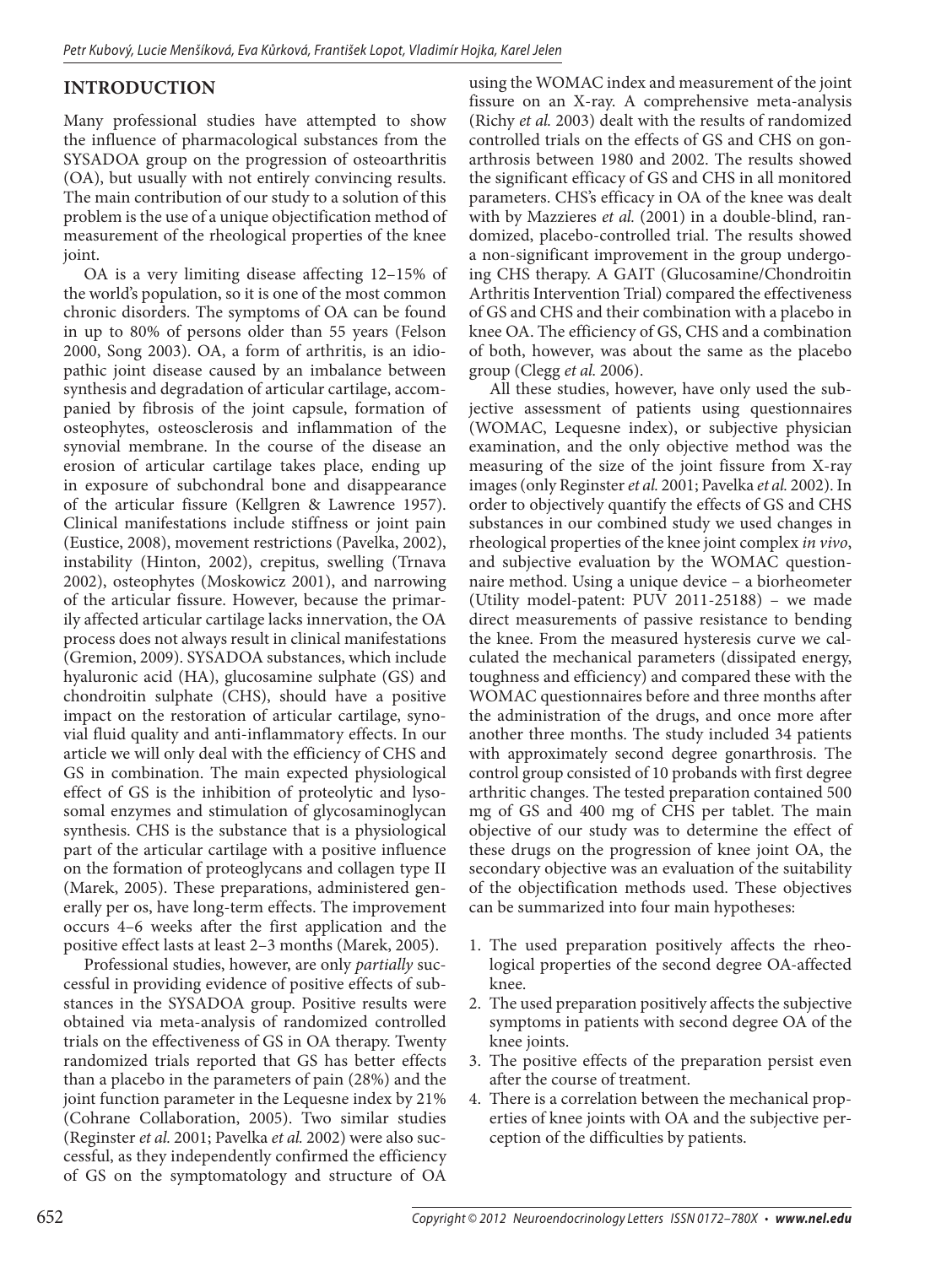## INTRODUCTION

Many professional studies have attempted to show the influence of pharmacological substances from the SYSADOA group on the progression of osteoarthritis (OA), but usually with not entirely convincing results. The main contribution of our study to a solution of this problem is the use of a unique objectification method of measurement of the rheological properties of the knee joint.

OA is a very limiting disease affecting 12–15% of the world's population, so it is one of the most common chronic disorders. The symptoms of OA can be found in up to 80% of persons older than 55 years (Felson 2000, Song 2003). OA, a form of arthritis, is an idiopathic joint disease caused by an imbalance between synthesis and degradation of articular cartilage, accompanied by fibrosis of the joint capsule, formation of osteophytes, osteosclerosis and inflammation of the synovial membrane. In the course of the disease an erosion of articular cartilage takes place, ending up in exposure of subchondral bone and disappearance of the articular fissure (Kellgren & Lawrence 1957). Clinical manifestations include stiffness or joint pain (Eustice, 2008), movement restrictions (Pavelka, 2002), instability (Hinton, 2002), crepitus, swelling (Trnava 2002), osteophytes (Moskowicz 2001), and narrowing of the articular fissure. However, because the primarily affected articular cartilage lacks innervation, the OA process does not always result in clinical manifestations (Gremion, 2009). SYSADOA substances, which include hyaluronic acid (HA), glucosamine sulphate (GS) and chondroitin sulphate (CHS), should have a positive impact on the restoration of articular cartilage, synovial fluid quality and anti-inflammatory effects. In our article we will only deal with the efficiency of CHS and GS in combination. The main expected physiological effect of GS is the inhibition of proteolytic and lysosomal enzymes and stimulation of glycosaminoglycan synthesis. CHS is the substance that is a physiological part of the articular cartilage with a positive influence on the formation of proteoglycans and collagen type II (Marek, 2005). These preparations, administered generally per os, have long-term effects. The improvement occurs 4–6 weeks after the first application and the positive effect lasts at least 2–3 months (Marek, 2005).

Professional studies, however, are only *partially* successful in providing evidence of positive effects of substances in the SYSADOA group. Positive results were obtained via meta-analysis of randomized controlled trials on the effectiveness of GS in OA therapy. Twenty randomized trials reported that GS has better effects than a placebo in the parameters of pain (28%) and the joint function parameter in the Lequesne index by 21% (Cochrane Collaboration, 2005). Two similar studies (Reginster *et al.* 2001; Pavelka *et al.* 2002) were also successful, as they independently confirmed the efficiency of GS on the symptomatology and structure of OA using the WOMAC index and measurement of the joint fissure on an X-ray. A comprehensive meta-analysis (Richy *et al.* 2003) dealt with the results of randomized controlled trials on the effects of GS and CHS on gonarthrosis between 1980 and 2002. The results showed the significant efficacy of GS and CHS in all monitored parameters. CHS's efficacy in OA of the knee was dealt with by Mazzieres *et al.* (2001) in a double-blind, randomized, placebo-controlled trial. The results showed a non-significant improvement in the group undergoing CHS therapy. A GAIT (Glucosamine/Chondroitin Arthritis Intervention Trial) compared the effectiveness of GS and CHS and their combination with a placebo in knee OA. The efficiency of GS, CHS and a combination of both, however, was about the same as the placebo group (Clegg *et al.* 2006).

All these studies, however, have only used the subjective assessment of patients using questionnaires (WOMAC, Lequesne index), or subjective physician examination, and the only objective method was the measuring of the size of the joint fissure from X-ray images (only Reginster *et al.* 2001; Pavelka *et al.* 2002). In order to objectively quantify the effects of GS and CHS substances in our combined study we used changes in rheological properties of the knee joint complex *in vivo*, and subjective evaluation by the WOMAC questionnaire method. Using a unique device – a biorheometer (Utility model-patent: PUV 2011-25188) – we made direct measurements of passive resistance to bending the knee. From the measured hysteresis curve we calculated the mechanical parameters (dissipated energy, toughness and efficiency) and compared these with the WOMAC questionnaires before and three months after the administration of the drugs, and once more after another three months. The study included 34 patients with approximately second degree gonarthrosis. The control group consisted of 10 probands with first degree arthritic changes. The tested preparation contained 500 mg of GS and 400 mg of CHS per tablet. The main objective of our study was to determine the effect of these drugs on the progression of knee joint OA, the secondary objective was an evaluation of the suitability of the objectification methods used. These objectives can be summarized into four main hypotheses:

1. The used preparation positively affects the rheological properties of the second degree OA-affected knee.
2. The used preparation positively affects the subjective symptoms in patients with second degree OA of the knee joints.
3. The positive effects of the preparation persist even after the course of treatment.
4. There is a correlation between the mechanical properties of knee joints with OA and the subjective perception of the difficulties by patients.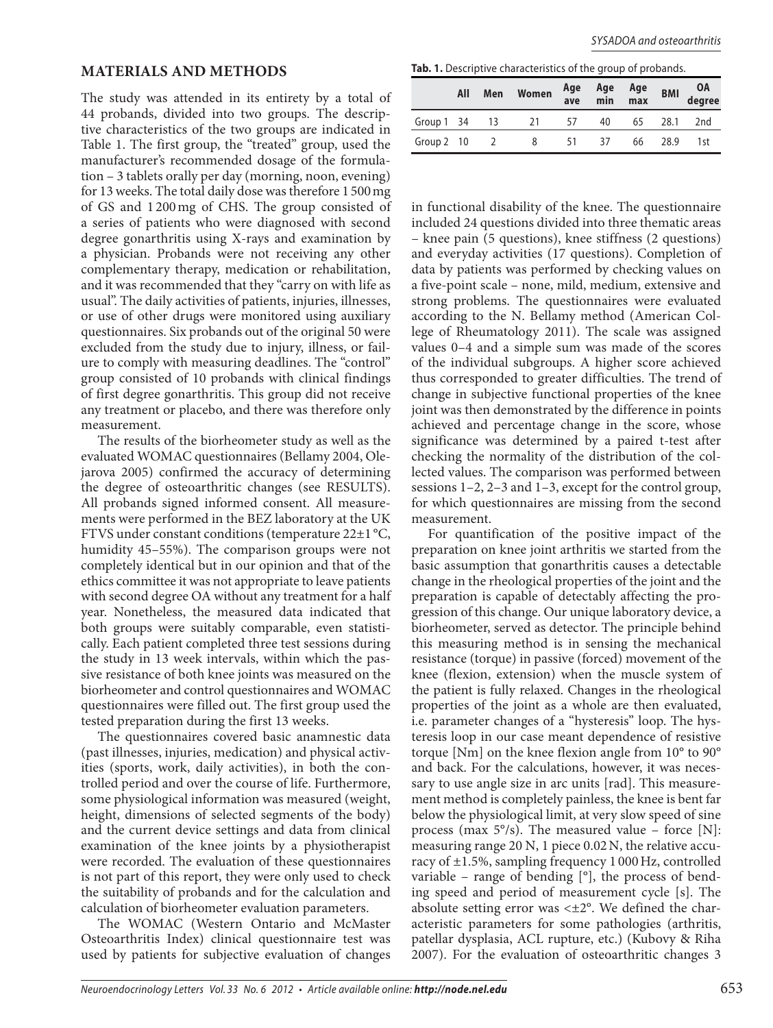## MATERIALS AND METHODS

The study was attended in its entirety by a total of 44 probands, divided into two groups. The descriptive characteristics of the two groups are indicated in Table 1. The first group, the "treated" group, used the manufacturer's recommended dosage of the formulation – 3 tablets orally per day (morning, noon, evening) for 13 weeks. The total daily dose was therefore 1 500 mg of GS and 1 200 mg of CHS. The group consisted of a series of patients who were diagnosed with second degree gonarthritis using X-rays and examination by a physician. Probands were not receiving any other complementary therapy, medication or rehabilitation, and it was recommended that they "carry on with life as usual". The daily activities of patients, injuries, illnesses, or use of other drugs were monitored using auxiliary questionnaires. Six probands out of the original 50 were excluded from the study due to injury, illness, or failure to comply with measuring deadlines. The "control" group consisted of 10 probands with clinical findings of first degree gonarthritis. This group did not receive any treatment or placebo, and there was therefore only measurement.

The results of the biorheometer study as well as the evaluated WOMAC questionnaires (Bellamy 2004, Olejarova 2005) confirmed the accuracy of determining the degree of osteoarthritic changes (see RESULTS). All probands signed informed consent. All measurements were performed in the BEZ laboratory at the UK FTVS under constant conditions (temperature 22±1 °C, humidity 45–55%). The comparison groups were not completely identical but in our opinion and that of the ethics committee it was not appropriate to leave patients with second degree OA without any treatment for a half year. Nonetheless, the measured data indicated that both groups were suitably comparable, even statistically. Each patient completed three test sessions during the study in 13 week intervals, within which the passive resistance of both knee joints was measured on the biorheometer and control questionnaires and WOMAC questionnaires were filled out. The first group used the tested preparation during the first 13 weeks.

The questionnaires covered basic anamnestic data (past illnesses, injuries, medication) and physical activities (sports, work, daily activities), in both the controlled period and over the course of life. Furthermore, some physiological information was measured (weight, height, dimensions of selected segments of the body) and the current device settings and data from clinical examination of the knee joints by a physiotherapist were recorded. The evaluation of these questionnaires is not part of this report, they were only used to check the suitability of probands and for the calculation and calculation of biorheometer evaluation parameters.

The WOMAC (Western Ontario and McMaster Osteoarthritis Index) clinical questionnaire test was used by patients for subjective evaluation of changes in functional disability of the knee. The questionnaire included 24 questions divided into three thematic areas – knee pain (5 questions), knee stiffness (2 questions) and everyday activities (17 questions). Completion of data by patients was performed by checking values on a five-point scale – none, mild, medium, extensive and strong problems. The questionnaires were evaluated according to the N. Bellamy method (American College of Rheumatology 2011). The scale was assigned values 0–4 and a simple sum was made of the scores of the individual subgroups. A higher score achieved thus corresponded to greater difficulties. The trend of change in subjective functional properties of the knee joint was then demonstrated by the difference in points achieved and percentage change in the score, whose significance was determined by a paired t-test after checking the normality of the distribution of the collected values. The comparison was performed between sessions 1–2, 2–3 and 1–3, except for the control group, for which questionnaires are missing from the second measurement.

For quantification of the positive impact of the preparation on knee joint arthritis we started from the basic assumption that gonarthritis causes a detectable change in the rheological properties of the joint and the preparation is capable of detectably affecting the progression of this change. Our unique laboratory device, a biorheometer, served as detector. The principle behind this measuring method is in sensing the mechanical resistance (torque) in passive (forced) movement of the knee (flexion, extension) when the muscle system of the patient is fully relaxed. Changes in the rheological properties of the joint as a whole are then evaluated, i.e. parameter changes of a "hysteresis" loop. The hysteresis loop in our case meant dependence of resistive torque [Nm] on the knee flexion angle from 10° to 90° and back. For the calculations, however, it was necessary to use angle size in arc units [rad]. This measurement method is completely painless, the knee is bent far below the physiological limit, at very slow speed of sine process (max 5°/s). The measured value – force [N]: measuring range 20 N, 1 piece 0.02 N, the relative accuracy of ±1.5%, sampling frequency 1 000 Hz, controlled variable – range of bending [°], the process of bending speed and period of measurement cycle [s]. The absolute setting error was <±2°. We defined the characteristic parameters for some pathologies (arthritis, patellar dysplasia, ACL rupture, etc.) (Kubovy & Riha 2007). For the evaluation of osteoarthritic changes 3

**Tab. 1.** Descriptive characteristics of the group of probands.

| | All | Men | Women | Age ave | Age min | Age max | BMI | OA degree |
|---|---|---|---|---|---|---|---|---|
| Group 1 | 34 | 13 | 21 | 57 | 40 | 65 | 28.1 | 2nd |
| Group 2 | 10 | 2 | 8 | 51 | 37 | 66 | 28.9 | 1st |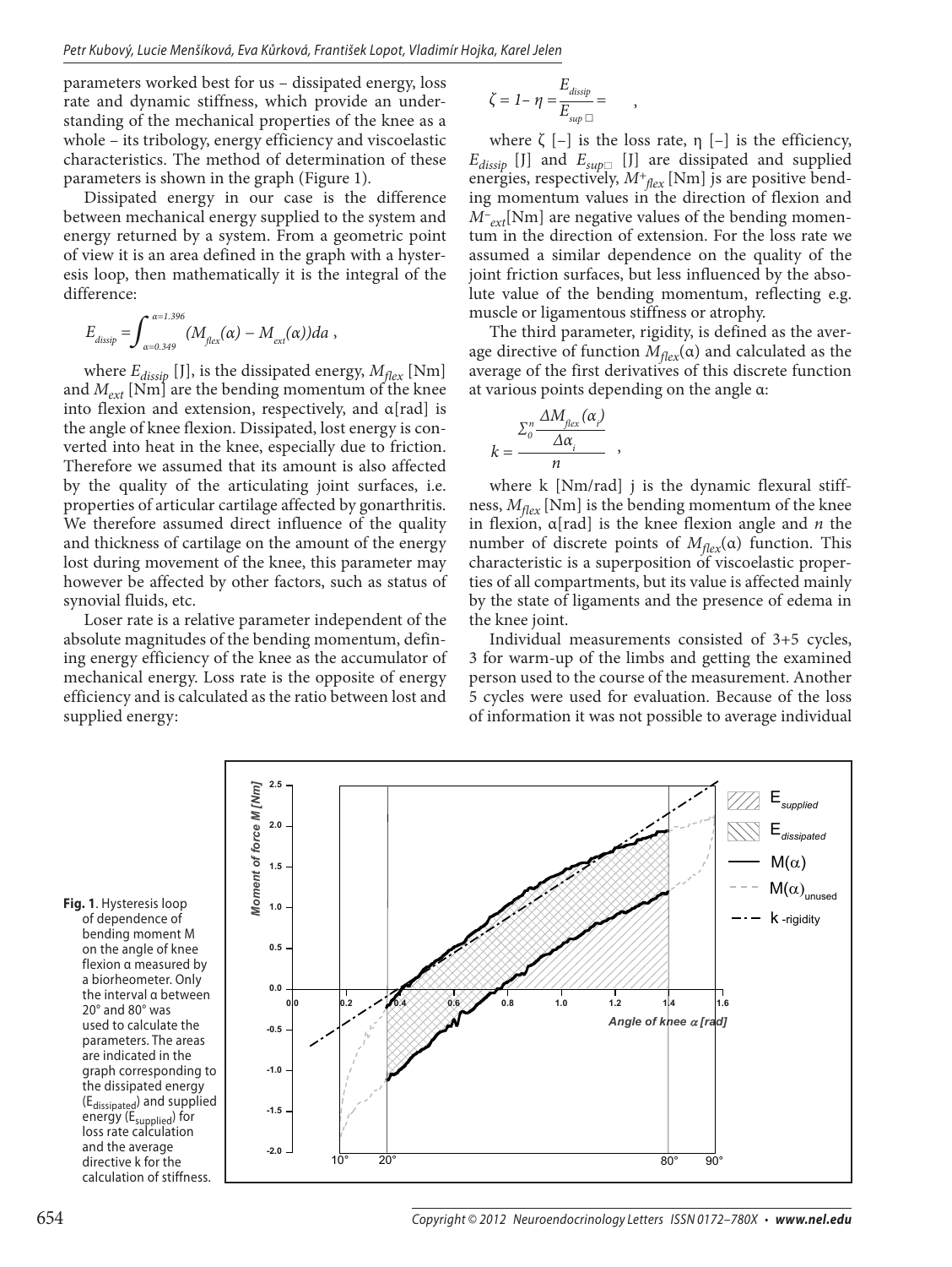parameters worked best for us – dissipated energy, loss rate and dynamic stiffness, which provide an understanding of the mechanical properties of the knee as a whole – its tribology, energy efficiency and viscoelastic characteristics. The method of determination of these parameters is shown in the graph (Figure 1).

Dissipated energy in our case is the difference between mechanical energy supplied to the system and energy returned by a system. From a geometric point of view it is an area defined in the graph with a hysteresis loop, then mathematically it is the integral of the difference:

$$E_{dissip} = \int_{\alpha=0.349}^{\alpha=1.396} (M_{flex}(\alpha) - M_{ext}(\alpha))da ,$$

where $E_{dissip}$ [J], is the dissipated energy, $M_{flex}$ [Nm] and $M_{ext}$ [Nm] are the bending momentum of the knee into flexion and extension, respectively, and α[rad] is the angle of knee flexion. Dissipated, lost energy is converted into heat in the knee, especially due to friction. Therefore we assumed that its amount is also affected by the quality of the articulating joint surfaces, i.e. properties of articular cartilage affected by gonarthritis. We therefore assumed direct influence of the quality and thickness of cartilage on the amount of the energy lost during movement of the knee, this parameter may however be affected by other factors, such as status of synovial fluids, etc.

Loser rate is a relative parameter independent of the absolute magnitudes of the bending momentum, defining energy efficiency of the knee as the accumulator of mechanical energy. Loss rate is the opposite of energy efficiency and is calculated as the ratio between lost and supplied energy:

$$\zeta = 1 - \eta = \frac{E_{dissip}}{E_{sup\square}} = \quad ,$$

where ζ [–] is the loss rate, η [–] is the efficiency, $E_{dissip}$ [J] and $E_{sup\square}$ [J] are dissipated and supplied energies, respectively, $M^{+}_{flex}$ [Nm] js are positive bending momentum values in the direction of flexion and $M^{-}_{ext}$[Nm] are negative values of the bending momentum in the direction of extension. For the loss rate we assumed a similar dependence on the quality of the joint friction surfaces, but less influenced by the absolute value of the bending momentum, reflecting e.g. muscle or ligamentous stiffness or atrophy.

The third parameter, rigidity, is defined as the average directive of function $M_{flex}(\alpha)$ and calculated as the average of the first derivatives of this discrete function at various points depending on the angle α:

$$k = \frac{\Sigma_0^n \frac{\Delta M_{flex}(\alpha_i)}{\Delta \alpha_i}}{n} \quad ,$$

where k [Nm/rad] j is the dynamic flexural stiffness, $M_{flex}$ [Nm] is the bending momentum of the knee in flexion, α[rad] is the knee flexion angle and $n$ the number of discrete points of $M_{flex}(\alpha)$ function. This characteristic is a superposition of viscoelastic properties of all compartments, but its value is affected mainly by the state of ligaments and the presence of edema in the knee joint.

Individual measurements consisted of 3+5 cycles, 3 for warm-up of the limbs and getting the examined person used to the course of the measurement. Another 5 cycles were used for evaluation. Because of the loss of information it was not possible to average individual

**Fig. 1**. Hysteresis loop of dependence of bending moment M on the angle of knee flexion α measured by a biorheometer. Only the interval α between 20° and 80° was used to calculate the parameters. The areas are indicated in the graph corresponding to the dissipated energy ($E_{dissipated}$) and supplied energy ($E_{supplied}$) for loss rate calculation and the average directive k for the calculation of stiffness.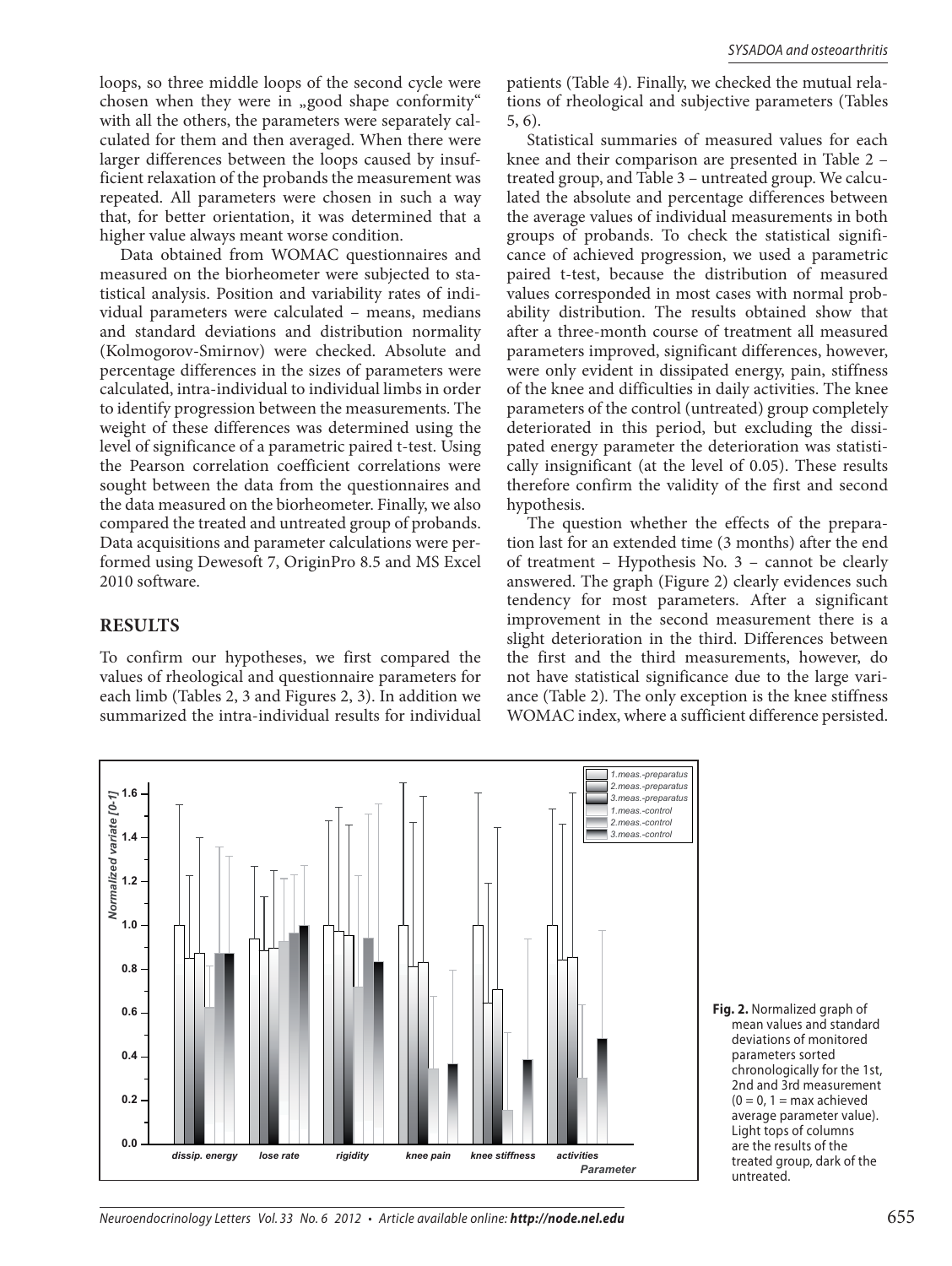loops, so three middle loops of the second cycle were chosen when they were in „good shape conformity" with all the others, the parameters were separately calculated for them and then averaged. When there were larger differences between the loops caused by insufficient relaxation of the probands the measurement was repeated. All parameters were chosen in such a way that, for better orientation, it was determined that a higher value always meant worse condition.

Data obtained from WOMAC questionnaires and measured on the biorheometer were subjected to statistical analysis. Position and variability rates of individual parameters were calculated – means, medians and standard deviations and distribution normality (Kolmogorov-Smirnov) were checked. Absolute and percentage differences in the sizes of parameters were calculated, intra-individual to individual limbs in order to identify progression between the measurements. The weight of these differences was determined using the level of significance of a parametric paired t-test. Using the Pearson correlation coefficient correlations were sought between the data from the questionnaires and the data measured on the biorheometer. Finally, we also compared the treated and untreated group of probands. Data acquisitions and parameter calculations were performed using Dewesoft 7, OriginPro 8.5 and MS Excel 2010 software.

## RESULTS

To confirm our hypotheses, we first compared the values of rheological and questionnaire parameters for each limb (Tables 2, 3 and Figures 2, 3). In addition we summarized the intra-individual results for individual patients (Table 4). Finally, we checked the mutual relations of rheological and subjective parameters (Tables 5, 6).

Statistical summaries of measured values for each knee and their comparison are presented in Table 2 – treated group, and Table 3 – untreated group. We calculated the absolute and percentage differences between the average values of individual measurements in both groups of probands. To check the statistical significance of achieved progression, we used a parametric paired t-test, because the distribution of measured values corresponded in most cases with normal probability distribution. The results obtained show that after a three-month course of treatment all measured parameters improved, significant differences, however, were only evident in dissipated energy, pain, stiffness of the knee and difficulties in daily activities. The knee parameters of the control (untreated) group completely deteriorated in this period, but excluding the dissipated energy parameter the deterioration was statistically insignificant (at the level of 0.05). These results therefore confirm the validity of the first and second hypothesis.

The question whether the effects of the preparation last for an extended time (3 months) after the end of treatment – Hypothesis No. 3 – cannot be clearly answered. The graph (Figure 2) clearly evidences such tendency for most parameters. After a significant improvement in the second measurement there is a slight deterioration in the third. Differences between the first and the third measurements, however, do not have statistical significance due to the large variance (Table 2). The only exception is the knee stiffness WOMAC index, where a sufficient difference persisted.

**Fig. 2.** Normalized graph of mean values and standard deviations of monitored parameters sorted chronologically for the 1st, 2nd and 3rd measurement (0 = 0, 1 = max achieved average parameter value). Light tops of columns are the results of the treated group, dark of the untreated.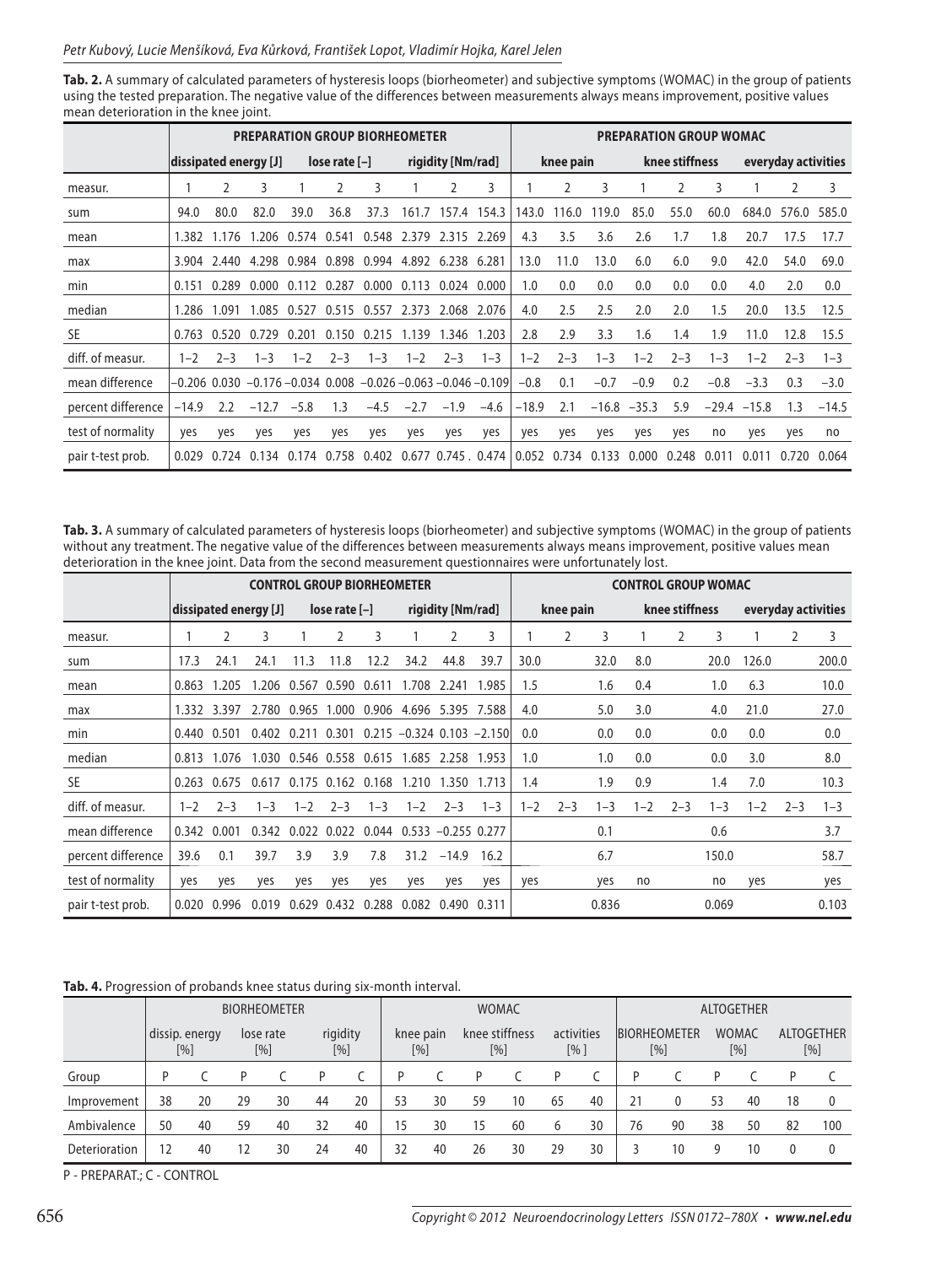**Tab. 2.** A summary of calculated parameters of hysteresis loops (biorheometer) and subjective symptoms (WOMAC) in the group of patients using the tested preparation. The negative value of the differences between measurements always means improvement, positive values mean deterioration in the knee joint.

| | PREPARATION GROUP BIORHEOMETER | | | | | | | | | PREPARATION GROUP WOMAC | | | | | | | | |
|---|---|---|---|---|---|---|---|---|---|---|---|---|---|---|---|---|---|---|
| | dissipated energy [J] | | | lose rate [–] | | | rigidity [Nm/rad] | | | knee pain | | | knee stiffness | | | everyday activities | | |
| measur. | 1 | 2 | 3 | 1 | 2 | 3 | 1 | 2 | 3 | 1 | 2 | 3 | 1 | 2 | 3 | 1 | 2 | 3 |
| sum | 94.0 | 80.0 | 82.0 | 39.0 | 36.8 | 37.3 | 161.7 | 157.4 | 154.3 | 143.0 | 116.0 | 119.0 | 85.0 | 55.0 | 60.0 | 684.0 | 576.0 | 585.0 |
| mean | 1.382 | 1.176 | 1.206 | 0.574 | 0.541 | 0.548 | 2.379 | 2.315 | 2.269 | 4.3 | 3.5 | 3.6 | 2.6 | 1.7 | 1.8 | 20.7 | 17.5 | 17.7 |
| max | 3.904 | 2.440 | 4.298 | 0.984 | 0.898 | 0.994 | 4.892 | 6.238 | 6.281 | 13.0 | 11.0 | 13.0 | 6.0 | 6.0 | 9.0 | 42.0 | 54.0 | 69.0 |
| min | 0.151 | 0.289 | 0.000 | 0.112 | 0.287 | 0.000 | 0.113 | 0.024 | 0.000 | 1.0 | 0.0 | 0.0 | 0.0 | 0.0 | 0.0 | 4.0 | 2.0 | 0.0 |
| median | 1.286 | 1.091 | 1.085 | 0.527 | 0.515 | 0.557 | 2.373 | 2.068 | 2.076 | 4.0 | 2.5 | 2.5 | 2.0 | 2.0 | 1.5 | 20.0 | 13.5 | 12.5 |
| SE | 0.763 | 0.520 | 0.729 | 0.201 | 0.150 | 0.215 | 1.139 | 1.346 | 1.203 | 2.8 | 2.9 | 3.3 | 1.6 | 1.4 | 1.9 | 11.0 | 12.8 | 15.5 |
| diff. of measur. | 1–2 | 2–3 | 1–3 | 1–2 | 2–3 | 1–3 | 1–2 | 2–3 | 1–3 | 1–2 | 2–3 | 1–3 | 1–2 | 2–3 | 1–3 | 1–2 | 2–3 | 1–3 |
| mean difference | –0.206 | 0.030 | –0.176 | –0.034 | 0.008 | –0.026 | –0.063 | –0.046 | –0.109 | –0.8 | 0.1 | –0.7 | –0.9 | 0.2 | –0.8 | –3.3 | 0.3 | –3.0 |
| percent difference | –14.9 | 2.2 | –12.7 | –5.8 | 1.3 | –4.5 | –2.7 | –1.9 | –4.6 | –18.9 | 2.1 | –16.8 | –35.3 | 5.9 | –29.4 | –15.8 | 1.3 | –14.5 |
| test of normality | yes | yes | yes | yes | yes | yes | yes | yes | yes | yes | yes | yes | yes | yes | no | yes | yes | no |
| pair t-test prob. | 0.029 | 0.724 | 0.134 | 0.174 | 0.758 | 0.402 | 0.677 | 0.745 . | 0.474 | 0.052 | 0.734 | 0.133 | 0.000 | 0.248 | 0.011 | 0.011 | 0.720 | 0.064 |

**Tab. 3.** A summary of calculated parameters of hysteresis loops (biorheometer) and subjective symptoms (WOMAC) in the group of patients without any treatment. The negative value of the differences between measurements always means improvement, positive values mean deterioration in the knee joint. Data from the second measurement questionnaires were unfortunately lost.

| | CONTROL GROUP BIORHEOMETER | | | | | | | | | CONTROL GROUP WOMAC | | | | | | | | |
|---|---|---|---|---|---|---|---|---|---|---|---|---|---|---|---|---|---|---|
| | dissipated energy [J] | | | lose rate [–] | | | rigidity [Nm/rad] | | | knee pain | | | knee stiffness | | | everyday activities | | |
| measur. | 1 | 2 | 3 | 1 | 2 | 3 | 1 | 2 | 3 | 1 | 2 | 3 | 1 | 2 | 3 | 1 | 2 | 3 |
| sum | 17.3 | 24.1 | 24.1 | 11.3 | 11.8 | 12.2 | 34.2 | 44.8 | 39.7 | 30.0 | | 32.0 | 8.0 | | 20.0 | 126.0 | | 200.0 |
| mean | 0.863 | 1.205 | 1.206 | 0.567 | 0.590 | 0.611 | 1.708 | 2.241 | 1.985 | 1.5 | | 1.6 | 0.4 | | 1.0 | 6.3 | | 10.0 |
| max | 1.332 | 3.397 | 2.780 | 0.965 | 1.000 | 0.906 | 4.696 | 5.395 | 7.588 | 4.0 | | 5.0 | 3.0 | | 4.0 | 21.0 | | 27.0 |
| min | 0.440 | 0.501 | 0.402 | 0.211 | 0.301 | 0.215 | –0.324 | 0.103 | –2.150 | 0.0 | | 0.0 | 0.0 | | 0.0 | 0.0 | | 0.0 |
| median | 0.813 | 1.076 | 1.030 | 0.546 | 0.558 | 0.615 | 1.685 | 2.258 | 1.953 | 1.0 | | 1.0 | 0.0 | | 0.0 | 3.0 | | 8.0 |
| SE | 0.263 | 0.675 | 0.617 | 0.175 | 0.162 | 0.168 | 1.210 | 1.350 | 1.713 | 1.4 | | 1.9 | 0.9 | | 1.4 | 7.0 | | 10.3 |
| diff. of measur. | 1–2 | 2–3 | 1–3 | 1–2 | 2–3 | 1–3 | 1–2 | 2–3 | 1–3 | 1–2 | 2–3 | 1–3 | 1–2 | 2–3 | 1–3 | 1–2 | 2–3 | 1–3 |
| mean difference | 0.342 | 0.001 | 0.342 | 0.022 | 0.022 | 0.044 | 0.533 | –0.255 | 0.277 | | | 0.1 | | | 0.6 | | | 3.7 |
| percent difference | 39.6 | 0.1 | 39.7 | 3.9 | 3.9 | 7.8 | 31.2 | –14.9 | 16.2 | | | 6.7 | | | 150.0 | | | 58.7 |
| test of normality | yes | yes | yes | yes | yes | yes | yes | yes | yes | yes | | yes | no | | no | yes | | yes |
| pair t-test prob. | 0.020 | 0.996 | 0.019 | 0.629 | 0.432 | 0.288 | 0.082 | 0.490 | 0.311 | | | 0.836 | | | 0.069 | | | 0.103 |

**Tab. 4.** Progression of probands knee status during six-month interval.

| | BIORHEOMETER | | | | | | WOMAC | | | | | | ALTOGETHER | | | | | |
|---|---|---|---|---|---|---|---|---|---|---|---|---|---|---|---|---|---|---|
| | dissip. energy [%] | | lose rate [%] | | rigidity [%] | | knee pain [%] | | knee stiffness [%] | | activities [% ] | | BIORHEOMETER [%] | | WOMAC [%] | | ALTOGETHER [%] | |
| Group | P | C | P | C | P | C | P | C | P | C | P | C | P | C | P | C | P | C |
| Improvement | 38 | 20 | 29 | 30 | 44 | 20 | 53 | 30 | 59 | 10 | 65 | 40 | 21 | 0 | 53 | 40 | 18 | 0 |
| Ambivalence | 50 | 40 | 59 | 40 | 32 | 40 | 15 | 30 | 15 | 60 | 6 | 30 | 76 | 90 | 38 | 50 | 82 | 100 |
| Deterioration | 12 | 40 | 12 | 30 | 24 | 40 | 32 | 40 | 26 | 30 | 29 | 30 | 3 | 10 | 9 | 10 | 0 | 0 |

P - PREPARAT.; C - CONTROL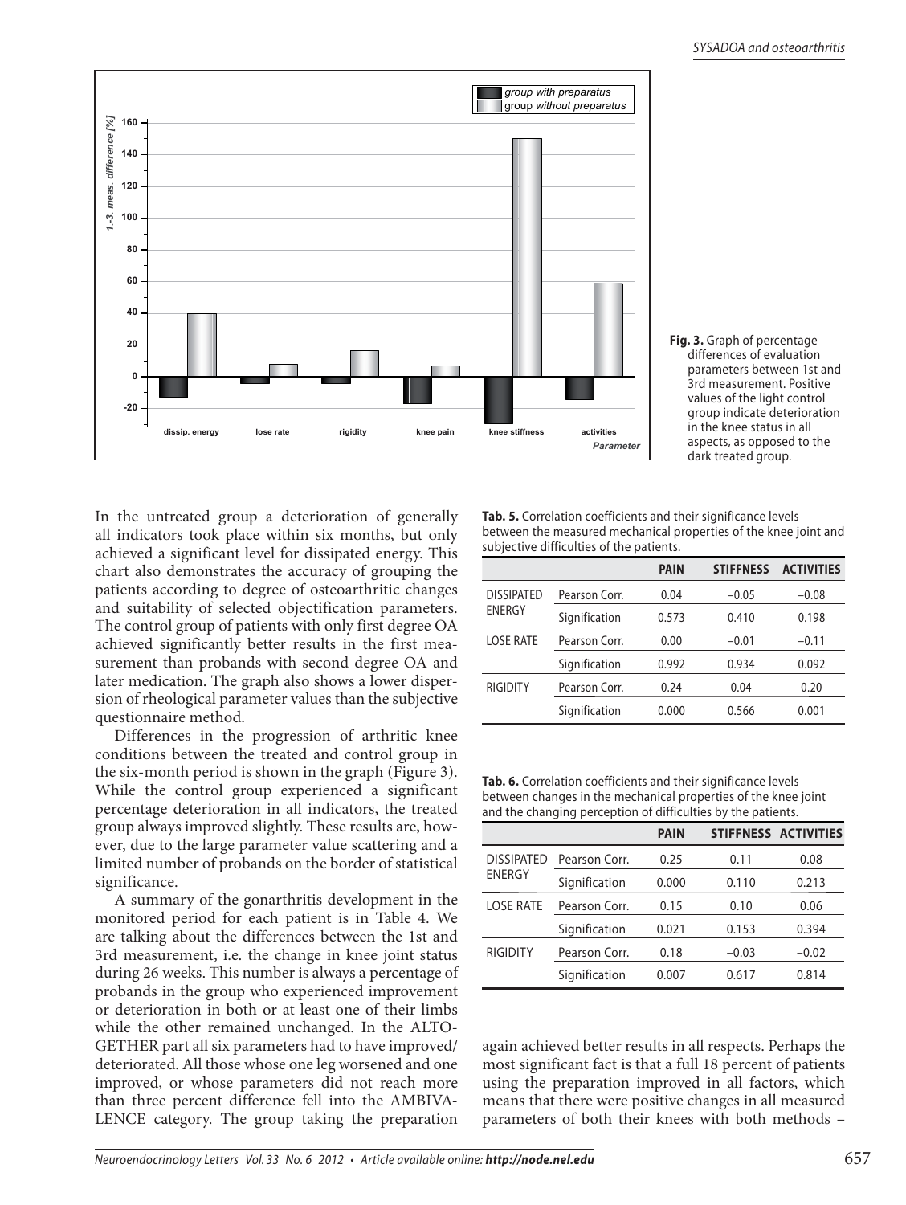**Fig. 3.** Graph of percentage differences of evaluation parameters between 1st and 3rd measurement. Positive values of the light control group indicate deterioration in the knee status in all aspects, as opposed to the dark treated group.

In the untreated group a deterioration of generally all indicators took place within six months, but only achieved a significant level for dissipated energy. This chart also demonstrates the accuracy of grouping the patients according to degree of osteoarthritic changes and suitability of selected objectification parameters. The control group of patients with only first degree OA achieved significantly better results in the first measurement than probands with second degree OA and later medication. The graph also shows a lower dispersion of rheological parameter values than the subjective questionnaire method.

Differences in the progression of arthritic knee conditions between the treated and control group in the six-month period is shown in the graph (Figure 3). While the control group experienced a significant percentage deterioration in all indicators, the treated group always improved slightly. These results are, however, due to the large parameter value scattering and a limited number of probands on the border of statistical significance.

A summary of the gonarthritis development in the monitored period for each patient is in Table 4. We are talking about the differences between the 1st and 3rd measurement, i.e. the change in knee joint status during 26 weeks. This number is always a percentage of probands in the group who experienced improvement or deterioration in both or at least one of their limbs while the other remained unchanged. In the ALTOGETHER part all six parameters had to have improved/deteriorated. All those whose one leg worsened and one improved, or whose parameters did not reach more than three percent difference fell into the AMBIVALENCE category. The group taking the preparation again achieved better results in all respects. Perhaps the most significant fact is that a full 18 percent of patients using the preparation improved in all factors, which means that there were positive changes in all measured parameters of both their knees with both methods –

**Tab. 5.** Correlation coefficients and their significance levels between the measured mechanical properties of the knee joint and subjective difficulties of the patients.

| | | PAIN | STIFFNESS | ACTIVITIES |
|---|---|---|---|---|
| DISSIPATED ENERGY | Pearson Corr. | 0.04 | −0.05 | −0.08 |
| | Signification | 0.573 | 0.410 | 0.198 |
| LOSE RATE | Pearson Corr. | 0.00 | −0.01 | −0.11 |
| | Signification | 0.992 | 0.934 | 0.092 |
| RIGIDITY | Pearson Corr. | 0.24 | 0.04 | 0.20 |
| | Signification | 0.000 | 0.566 | 0.001 |

**Tab. 6.** Correlation coefficients and their significance levels between changes in the mechanical properties of the knee joint and the changing perception of difficulties by the patients.

| | | PAIN | STIFFNESS | ACTIVITIES |
|---|---|---|---|---|
| DISSIPATED ENERGY | Pearson Corr. | 0.25 | 0.11 | 0.08 |
| | Signification | 0.000 | 0.110 | 0.213 |
| LOSE RATE | Pearson Corr. | 0.15 | 0.10 | 0.06 |
| | Signification | 0.021 | 0.153 | 0.394 |
| RIGIDITY | Pearson Corr. | 0.18 | −0.03 | −0.02 |
| | Signification | 0.007 | 0.617 | 0.814 |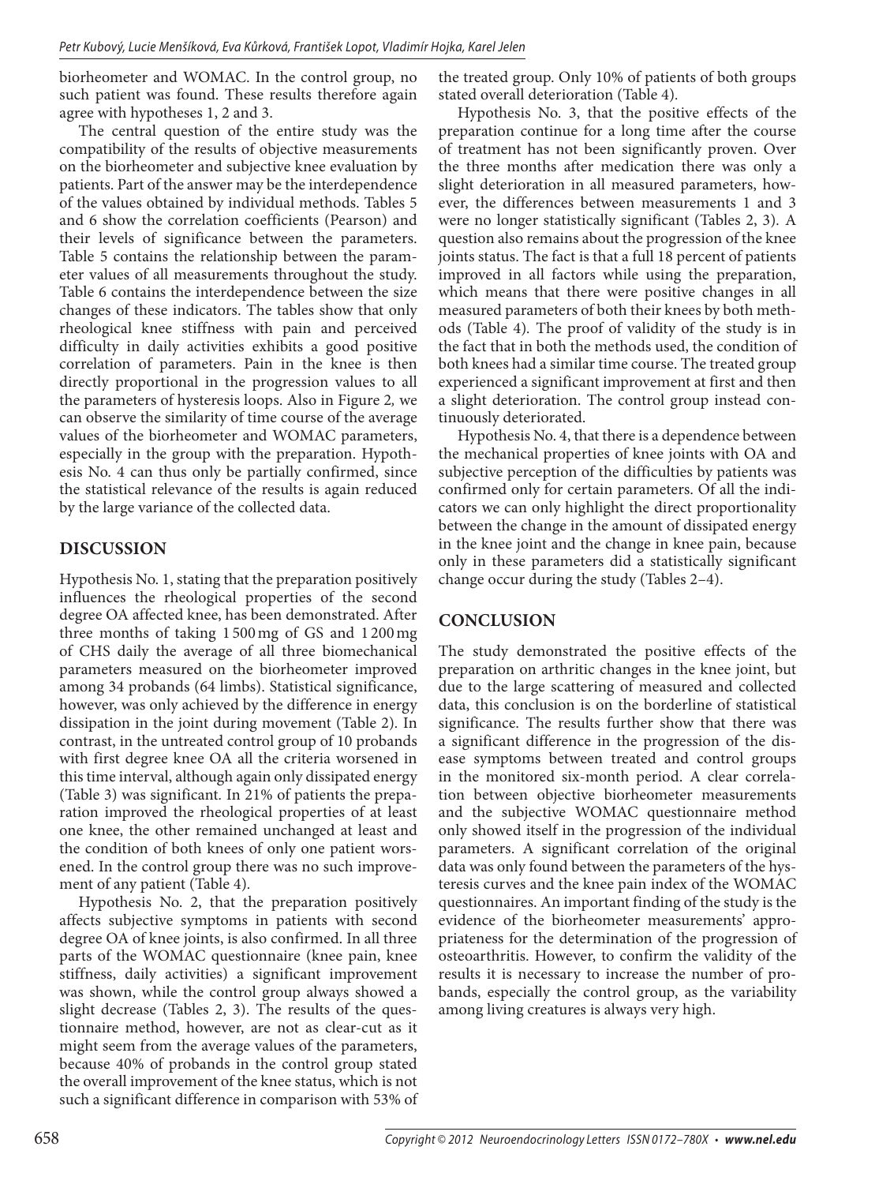biorheometer and WOMAC. In the control group, no such patient was found. These results therefore again agree with hypotheses 1, 2 and 3.

The central question of the entire study was the compatibility of the results of objective measurements on the biorheometer and subjective knee evaluation by patients. Part of the answer may be the interdependence of the values obtained by individual methods. Tables 5 and 6 show the correlation coefficients (Pearson) and their levels of significance between the parameters. Table 5 contains the relationship between the parameter values of all measurements throughout the study. Table 6 contains the interdependence between the size changes of these indicators. The tables show that only rheological knee stiffness with pain and perceived difficulty in daily activities exhibits a good positive correlation of parameters. Pain in the knee is then directly proportional in the progression values to all the parameters of hysteresis loops. Also in Figure 2, we can observe the similarity of time course of the average values of the biorheometer and WOMAC parameters, especially in the group with the preparation. Hypothesis No. 4 can thus only be partially confirmed, since the statistical relevance of the results is again reduced by the large variance of the collected data.

## DISCUSSION

Hypothesis No. 1, stating that the preparation positively influences the rheological properties of the second degree OA affected knee, has been demonstrated. After three months of taking 1 500 mg of GS and 1 200 mg of CHS daily the average of all three biomechanical parameters measured on the biorheometer improved among 34 probands (64 limbs). Statistical significance, however, was only achieved by the difference in energy dissipation in the joint during movement (Table 2). In contrast, in the untreated control group of 10 probands with first degree knee OA all the criteria worsened in this time interval, although again only dissipated energy (Table 3) was significant. In 21% of patients the preparation improved the rheological properties of at least one knee, the other remained unchanged at least and the condition of both knees of only one patient worsened. In the control group there was no such improvement of any patient (Table 4).

Hypothesis No. 2, that the preparation positively affects subjective symptoms in patients with second degree OA of knee joints, is also confirmed. In all three parts of the WOMAC questionnaire (knee pain, knee stiffness, daily activities) a significant improvement was shown, while the control group always showed a slight decrease (Tables 2, 3). The results of the questionnaire method, however, are not as clear-cut as it might seem from the average values of the parameters, because 40% of probands in the control group stated the overall improvement of the knee status, which is not such a significant difference in comparison with 53% of the treated group. Only 10% of patients of both groups stated overall deterioration (Table 4).

Hypothesis No. 3, that the positive effects of the preparation continue for a long time after the course of treatment has not been significantly proven. Over the three months after medication there was only a slight deterioration in all measured parameters, however, the differences between measurements 1 and 3 were no longer statistically significant (Tables 2, 3). A question also remains about the progression of the knee joints status. The fact is that a full 18 percent of patients improved in all factors while using the preparation, which means that there were positive changes in all measured parameters of both their knees by both methods (Table 4). The proof of validity of the study is in the fact that in both the methods used, the condition of both knees had a similar time course. The treated group experienced a significant improvement at first and then a slight deterioration. The control group instead continuously deteriorated.

Hypothesis No. 4, that there is a dependence between the mechanical properties of knee joints with OA and subjective perception of the difficulties by patients was confirmed only for certain parameters. Of all the indicators we can only highlight the direct proportionality between the change in the amount of dissipated energy in the knee joint and the change in knee pain, because only in these parameters did a statistically significant change occur during the study (Tables 2–4).

## CONCLUSION

The study demonstrated the positive effects of the preparation on arthritic changes in the knee joint, but due to the large scattering of measured and collected data, this conclusion is on the borderline of statistical significance. The results further show that there was a significant difference in the progression of the disease symptoms between treated and control groups in the monitored six-month period. A clear correlation between objective biorheometer measurements and the subjective WOMAC questionnaire method only showed itself in the progression of the individual parameters. A significant correlation of the original data was only found between the parameters of the hysteresis curves and the knee pain index of the WOMAC questionnaires. An important finding of the study is the evidence of the biorheometer measurements' appropriateness for the determination of the progression of osteoarthritis. However, to confirm the validity of the results it is necessary to increase the number of probands, especially the control group, as the variability among living creatures is always very high.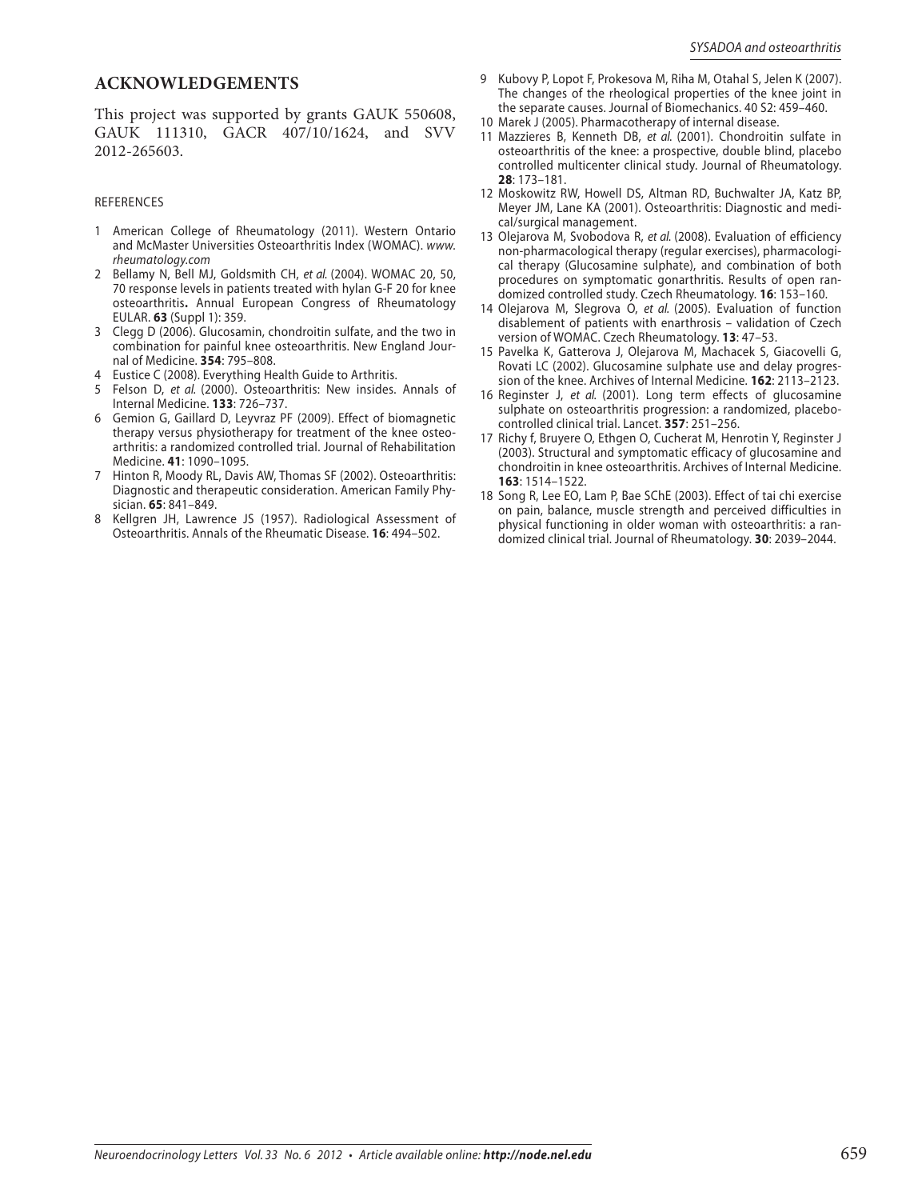## ACKNOWLEDGEMENTS

This project was supported by grants GAUK 550608, GAUK 111310, GACR 407/10/1624, and SVV 2012-265603.

REFERENCES

1. American College of Rheumatology (2011). Western Ontario and McMaster Universities Osteoarthritis Index (WOMAC). *www.rheumatology.com*
2. Bellamy N, Bell MJ, Goldsmith CH, *et al.* (2004). WOMAC 20, 50, 70 response levels in patients treated with hylan G-F 20 for knee osteoarthritis**.** Annual European Congress of Rheumatology EULAR. **63** (Suppl 1): 359.
3. Clegg D (2006). Glucosamin, chondroitin sulfate, and the two in combination for painful knee osteoarthritis. New England Journal of Medicine. **354**: 795–808.
4. Eustice C (2008). Everything Health Guide to Arthritis.
5. Felson D, *et al.* (2000). Osteoarthritis: New insides. Annals of Internal Medicine. **133**: 726–737.
6. Gemion G, Gaillard D, Leyvraz PF (2009). Effect of biomagnetic therapy versus physiotherapy for treatment of the knee osteoarthritis: a randomized controlled trial. Journal of Rehabilitation Medicine. **41**: 1090–1095.
7. Hinton R, Moody RL, Davis AW, Thomas SF (2002). Osteoarthritis: Diagnostic and therapeutic consideration. American Family Physician. **65**: 841–849.
8. Kellgren JH, Lawrence JS (1957). Radiological Assessment of Osteoarthritis. Annals of the Rheumatic Disease. **16**: 494–502.
9. Kubovy P, Lopot F, Prokesova M, Riha M, Otahal S, Jelen K (2007). The changes of the rheological properties of the knee joint in the separate causes. Journal of Biomechanics. 40 S2: 459–460.
10. Marek J (2005). Pharmacotherapy of internal disease.
11. Mazzieres B, Kenneth DB, *et al.* (2001). Chondroitin sulfate in osteoarthritis of the knee: a prospective, double blind, placebo controlled multicenter clinical study. Journal of Rheumatology. **28**: 173–181.
12. Moskowitz RW, Howell DS, Altman RD, Buchwalter JA, Katz BP, Meyer JM, Lane KA (2001). Osteoarthritis: Diagnostic and medical/surgical management.
13. Olejarova M, Svobodova R, *et al.* (2008). Evaluation of efficiency non-pharmacological therapy (regular exercises), pharmacological therapy (Glucosamine sulphate), and combination of both procedures on symptomatic gonarthritis. Results of open randomized controlled study. Czech Rheumatology. **16**: 153–160.
14. Olejarova M, Slegrova O, *et al.* (2005). Evaluation of function disablement of patients with enarthrosis – validation of Czech version of WOMAC. Czech Rheumatology. **13**: 47–53.
15. Pavelka K, Gatterova J, Olejarova M, Machacek S, Giacovelli G, Rovati LC (2002). Glucosamine sulphate use and delay progression of the knee. Archives of Internal Medicine. **162**: 2113–2123.
16. Reginster J, *et al.* (2001). Long term effects of glucosamine sulphate on osteoarthritis progression: a randomized, placebo-controlled clinical trial. Lancet. **357**: 251–256.
17. Richy f, Bruyere O, Ethgen O, Cucherat M, Henrotin Y, Reginster J (2003). Structural and symptomatic efficacy of glucosamine and chondroitin in knee osteoarthritis. Archives of Internal Medicine. **163**: 1514–1522.
18. Song R, Lee EO, Lam P, Bae SChE (2003). Effect of tai chi exercise on pain, balance, muscle strength and perceived difficulties in physical functioning in older woman with osteoarthritis: a randomized clinical trial. Journal of Rheumatology. **30**: 2039–2044.